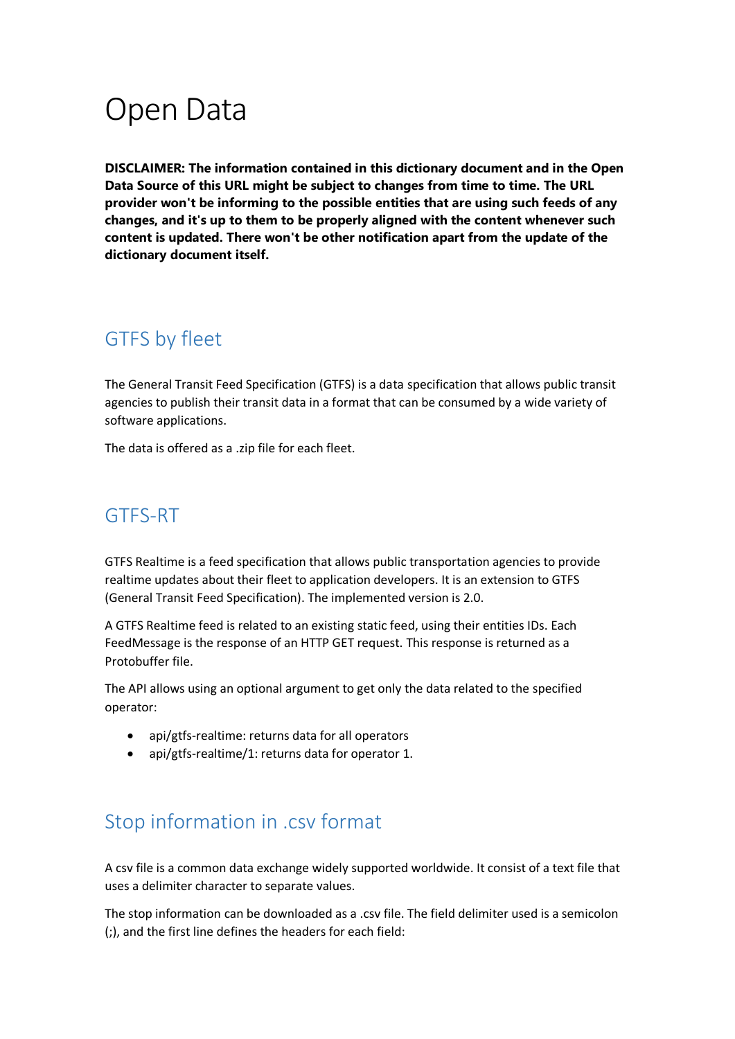# Open Data

**DISCLAIMER: The information contained in this dictionary document and in the Open Data Source of this URL might be subject to changes from time to time. The URL provider won't be informing to the possible entities that are using such feeds of any changes, and it's up to them to be properly aligned with the content whenever such content is updated. There won't be other notification apart from the update of the dictionary document itself.**

## GTFS by fleet

The General Transit Feed Specification (GTFS) is a data specification that allows public transit agencies to publish their transit data in a format that can be consumed by a wide variety of software applications.

The data is offered as a .zip file for each fleet.

## GTFS-RT

GTFS Realtime is a feed specification that allows public transportation agencies to provide realtime updates about their fleet to application developers. It is an extension to GTFS (General Transit Feed Specification). The implemented version is 2.0.

A GTFS Realtime feed is related to an existing static feed, using their entities IDs. Each FeedMessage is the response of an HTTP GET request. This response is returned as a Protobuffer file.

The API allows using an optional argument to get only the data related to the specified operator:

- api/gtfs-realtime: returns data for all operators
- api/gtfs-realtime/1: returns data for operator 1.

## Stop information in .csv format

A csv file is a common data exchange widely supported worldwide. It consist of a text file that uses a delimiter character to separate values.

The stop information can be downloaded as a .csv file. The field delimiter used is a semicolon (;), and the first line defines the headers for each field: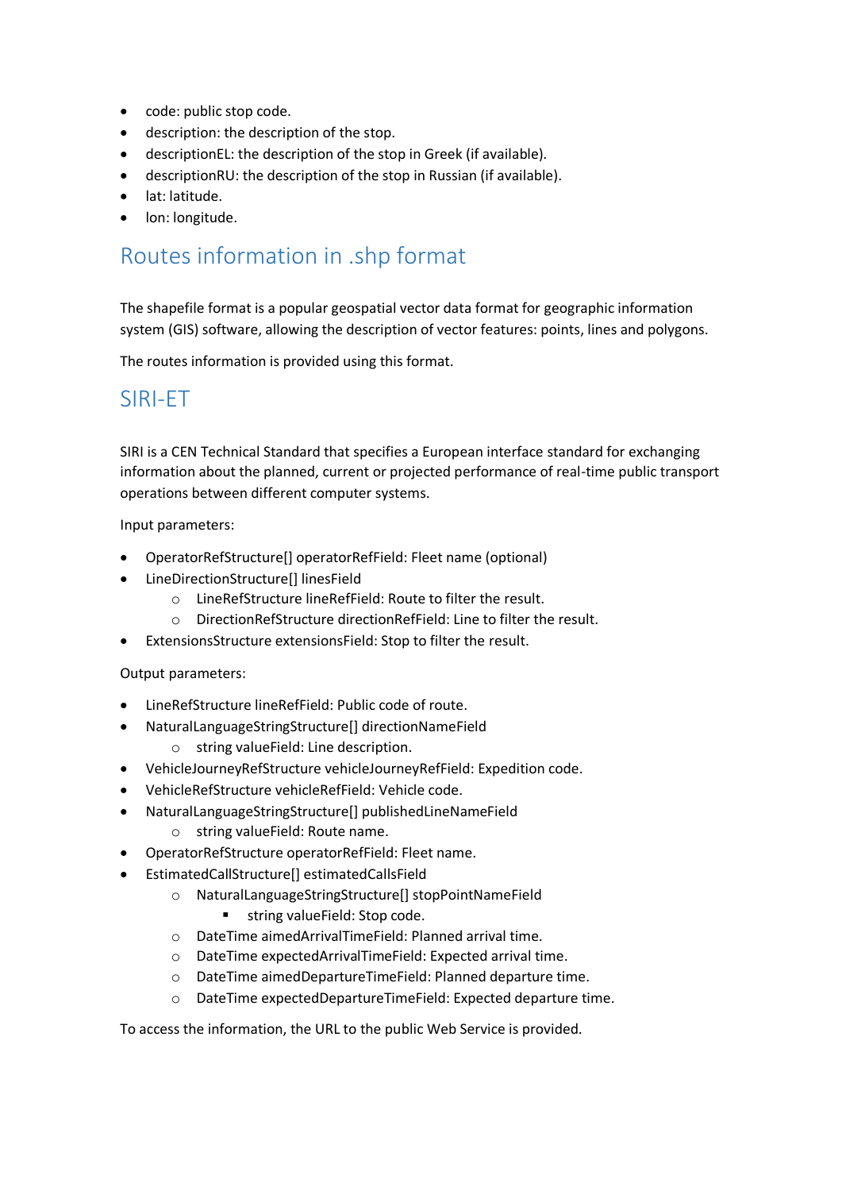- code: public stop code.
- description: the description of the stop.
- descriptionEL: the description of the stop in Greek (if available).
- descriptionRU: the description of the stop in Russian (if available).
- lat: latitude.
- lon: longitude.

## Routes information in .shp format

The shapefile format is a popular geospatial vector data format for geographic information system (GIS) software, allowing the description of vector features: points, lines and polygons.

The routes information is provided using this format.

## SIRI-ET

SIRI is a CEN Technical Standard that specifies a European interface standard for exchanging information about the planned, current or projected performance of real-time public transport operations between different computer systems.

Input parameters:

- OperatorRefStructure[] operatorRefField: Fleet name (optional)
- LineDirectionStructure[] linesField
  - LineRefStructure lineRefField: Route to filter the result.
  - DirectionRefStructure directionRefField: Line to filter the result.
- ExtensionsStructure extensionsField: Stop to filter the result.

Output parameters:

- LineRefStructure lineRefField: Public code of route.
- NaturalLanguageStringStructure[] directionNameField
  - string valueField: Line description.
- VehicleJourneyRefStructure vehicleJourneyRefField: Expedition code.
- VehicleRefStructure vehicleRefField: Vehicle code.
- NaturalLanguageStringStructure[] publishedLineNameField
  - string valueField: Route name.
- OperatorRefStructure operatorRefField: Fleet name.
- EstimatedCallStructure[] estimatedCallsField
  - NaturalLanguageStringStructure[] stopPointNameField
    - string valueField: Stop code.
  - DateTime aimedArrivalTimeField: Planned arrival time.
  - DateTime expectedArrivalTimeField: Expected arrival time.
  - DateTime aimedDepartureTimeField: Planned departure time.
  - DateTime expectedDepartureTimeField: Expected departure time.

To access the information, the URL to the public Web Service is provided.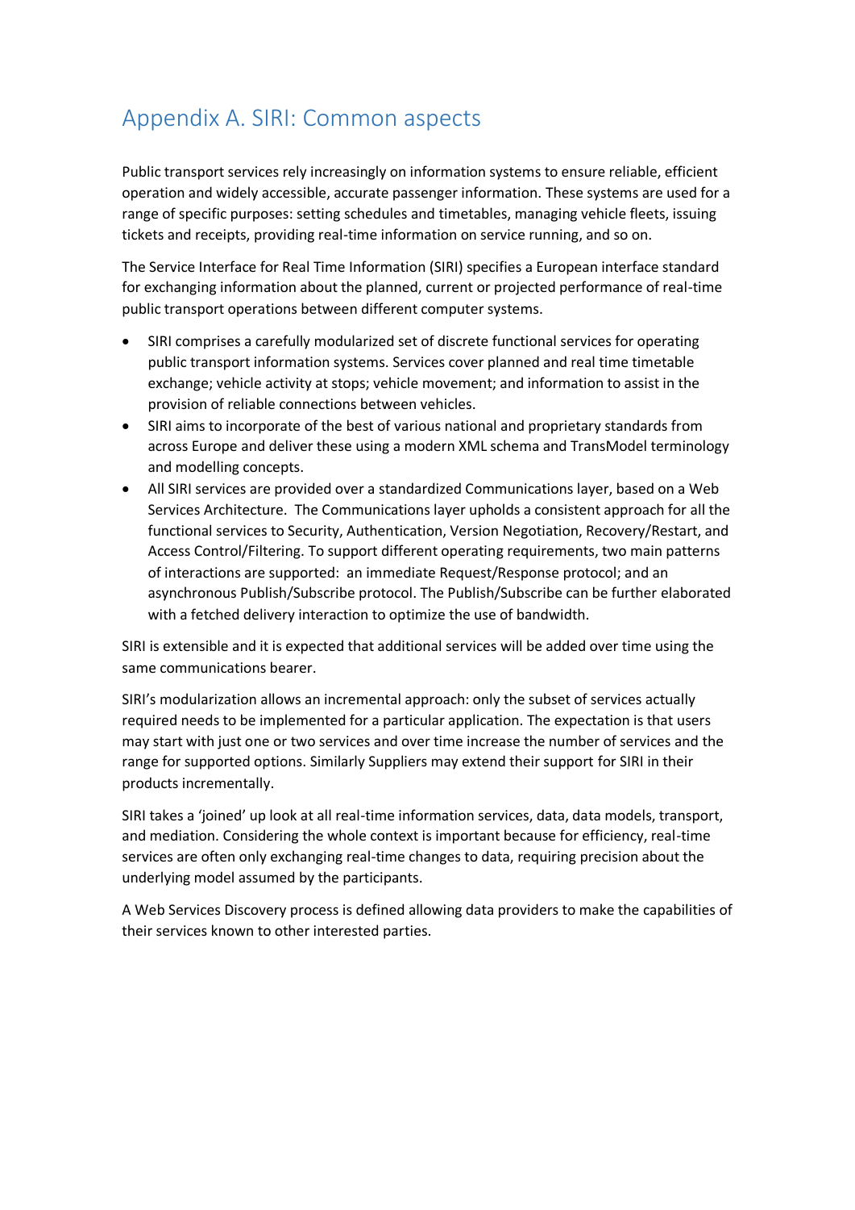# Appendix A. SIRI: Common aspects

Public transport services rely increasingly on information systems to ensure reliable, efficient operation and widely accessible, accurate passenger information. These systems are used for a range of specific purposes: setting schedules and timetables, managing vehicle fleets, issuing tickets and receipts, providing real-time information on service running, and so on.

The Service Interface for Real Time Information (SIRI) specifies a European interface standard for exchanging information about the planned, current or projected performance of real-time public transport operations between different computer systems.

- SIRI comprises a carefully modularized set of discrete functional services for operating public transport information systems. Services cover planned and real time timetable exchange; vehicle activity at stops; vehicle movement; and information to assist in the provision of reliable connections between vehicles.
- SIRI aims to incorporate of the best of various national and proprietary standards from across Europe and deliver these using a modern XML schema and TransModel terminology and modelling concepts.
- All SIRI services are provided over a standardized Communications layer, based on a Web Services Architecture. The Communications layer upholds a consistent approach for all the functional services to Security, Authentication, Version Negotiation, Recovery/Restart, and Access Control/Filtering. To support different operating requirements, two main patterns of interactions are supported: an immediate Request/Response protocol; and an asynchronous Publish/Subscribe protocol. The Publish/Subscribe can be further elaborated with a fetched delivery interaction to optimize the use of bandwidth.

SIRI is extensible and it is expected that additional services will be added over time using the same communications bearer.

SIRI's modularization allows an incremental approach: only the subset of services actually required needs to be implemented for a particular application. The expectation is that users may start with just one or two services and over time increase the number of services and the range for supported options. Similarly Suppliers may extend their support for SIRI in their products incrementally.

SIRI takes a 'joined' up look at all real-time information services, data, data models, transport, and mediation. Considering the whole context is important because for efficiency, real-time services are often only exchanging real-time changes to data, requiring precision about the underlying model assumed by the participants.

A Web Services Discovery process is defined allowing data providers to make the capabilities of their services known to other interested parties.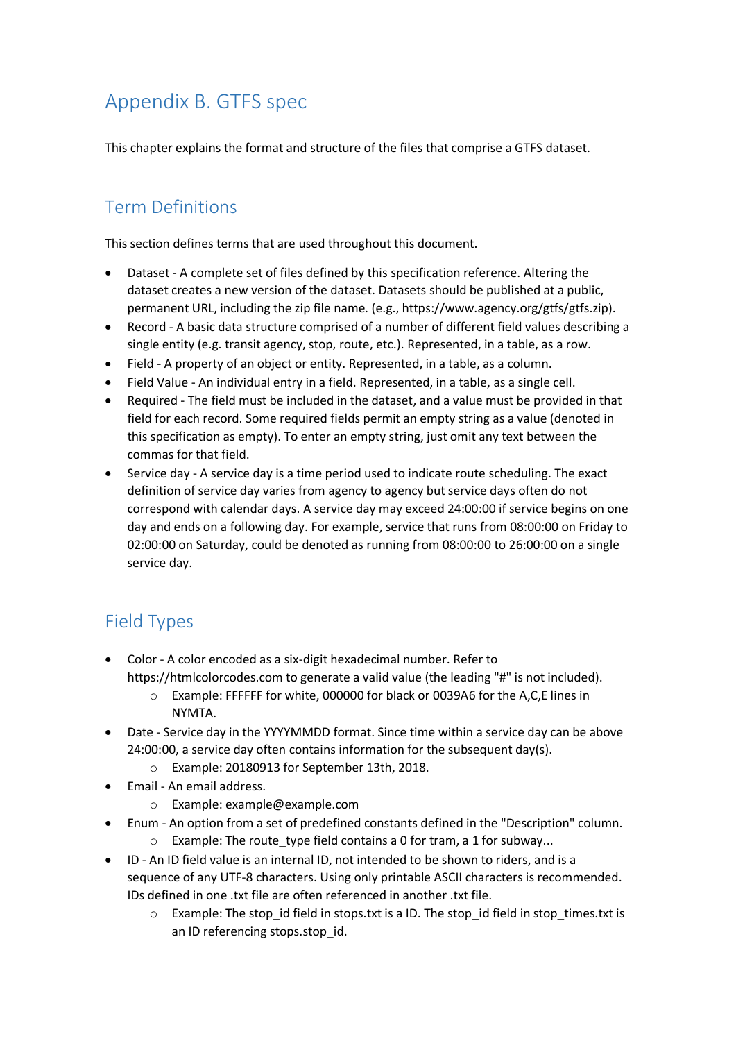# Appendix B. GTFS spec

This chapter explains the format and structure of the files that comprise a GTFS dataset.

## Term Definitions

This section defines terms that are used throughout this document.

- Dataset - A complete set of files defined by this specification reference. Altering the dataset creates a new version of the dataset. Datasets should be published at a public, permanent URL, including the zip file name. (e.g., https://www.agency.org/gtfs/gtfs.zip).
- Record - A basic data structure comprised of a number of different field values describing a single entity (e.g. transit agency, stop, route, etc.). Represented, in a table, as a row.
- Field - A property of an object or entity. Represented, in a table, as a column.
- Field Value - An individual entry in a field. Represented, in a table, as a single cell.
- Required - The field must be included in the dataset, and a value must be provided in that field for each record. Some required fields permit an empty string as a value (denoted in this specification as empty). To enter an empty string, just omit any text between the commas for that field.
- Service day - A service day is a time period used to indicate route scheduling. The exact definition of service day varies from agency to agency but service days often do not correspond with calendar days. A service day may exceed 24:00:00 if service begins on one day and ends on a following day. For example, service that runs from 08:00:00 on Friday to 02:00:00 on Saturday, could be denoted as running from 08:00:00 to 26:00:00 on a single service day.

## Field Types

- Color - A color encoded as a six-digit hexadecimal number. Refer to https://htmlcolorcodes.com to generate a valid value (the leading "#" is not included).
  - Example: FFFFFF for white, 000000 for black or 0039A6 for the A,C,E lines in NYMTA.
- Date - Service day in the YYYYMMDD format. Since time within a service day can be above 24:00:00, a service day often contains information for the subsequent day(s).
  - Example: 20180913 for September 13th, 2018.
- Email - An email address.
  - Example: example@example.com
- Enum - An option from a set of predefined constants defined in the "Description" column.
  - Example: The route_type field contains a 0 for tram, a 1 for subway...
- ID - An ID field value is an internal ID, not intended to be shown to riders, and is a sequence of any UTF-8 characters. Using only printable ASCII characters is recommended. IDs defined in one .txt file are often referenced in another .txt file.
  - Example: The stop_id field in stops.txt is a ID. The stop_id field in stop_times.txt is an ID referencing stops.stop_id.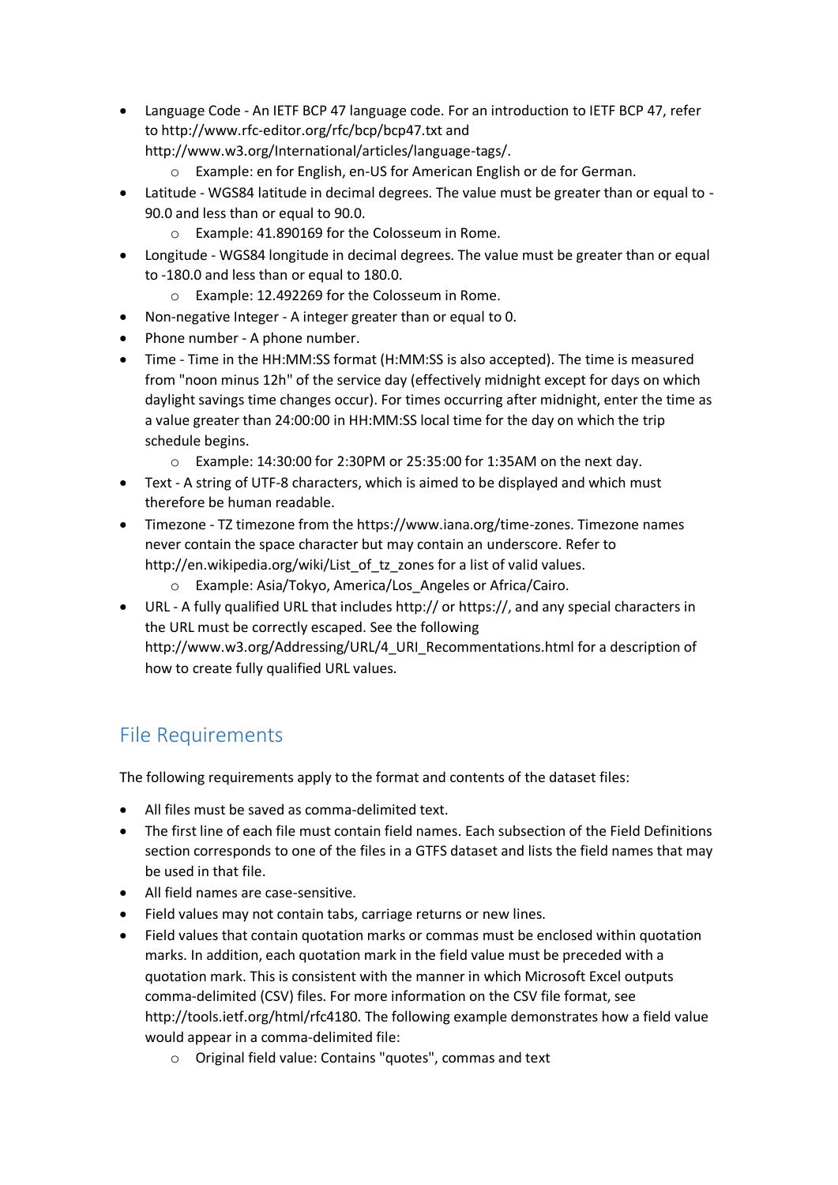- Language Code - An IETF BCP 47 language code. For an introduction to IETF BCP 47, refer to http://www.rfc-editor.org/rfc/bcp/bcp47.txt and http://www.w3.org/International/articles/language-tags/.
  - Example: en for English, en-US for American English or de for German.
- Latitude - WGS84 latitude in decimal degrees. The value must be greater than or equal to -90.0 and less than or equal to 90.0.
  - Example: 41.890169 for the Colosseum in Rome.
- Longitude - WGS84 longitude in decimal degrees. The value must be greater than or equal to -180.0 and less than or equal to 180.0.
  - Example: 12.492269 for the Colosseum in Rome.
- Non-negative Integer - A integer greater than or equal to 0.
- Phone number - A phone number.
- Time - Time in the HH:MM:SS format (H:MM:SS is also accepted). The time is measured from "noon minus 12h" of the service day (effectively midnight except for days on which daylight savings time changes occur). For times occurring after midnight, enter the time as a value greater than 24:00:00 in HH:MM:SS local time for the day on which the trip schedule begins.
  - Example: 14:30:00 for 2:30PM or 25:35:00 for 1:35AM on the next day.
- Text - A string of UTF-8 characters, which is aimed to be displayed and which must therefore be human readable.
- Timezone - TZ timezone from the https://www.iana.org/time-zones. Timezone names never contain the space character but may contain an underscore. Refer to http://en.wikipedia.org/wiki/List_of_tz_zones for a list of valid values.
  - Example: Asia/Tokyo, America/Los_Angeles or Africa/Cairo.
- URL - A fully qualified URL that includes http:// or https://, and any special characters in the URL must be correctly escaped. See the following http://www.w3.org/Addressing/URL/4_URI_Recommentations.html for a description of how to create fully qualified URL values.

## File Requirements

The following requirements apply to the format and contents of the dataset files:

- All files must be saved as comma-delimited text.
- The first line of each file must contain field names. Each subsection of the Field Definitions section corresponds to one of the files in a GTFS dataset and lists the field names that may be used in that file.
- All field names are case-sensitive.
- Field values may not contain tabs, carriage returns or new lines.
- Field values that contain quotation marks or commas must be enclosed within quotation marks. In addition, each quotation mark in the field value must be preceded with a quotation mark. This is consistent with the manner in which Microsoft Excel outputs comma-delimited (CSV) files. For more information on the CSV file format, see http://tools.ietf.org/html/rfc4180. The following example demonstrates how a field value would appear in a comma-delimited file:
  - Original field value: Contains "quotes", commas and text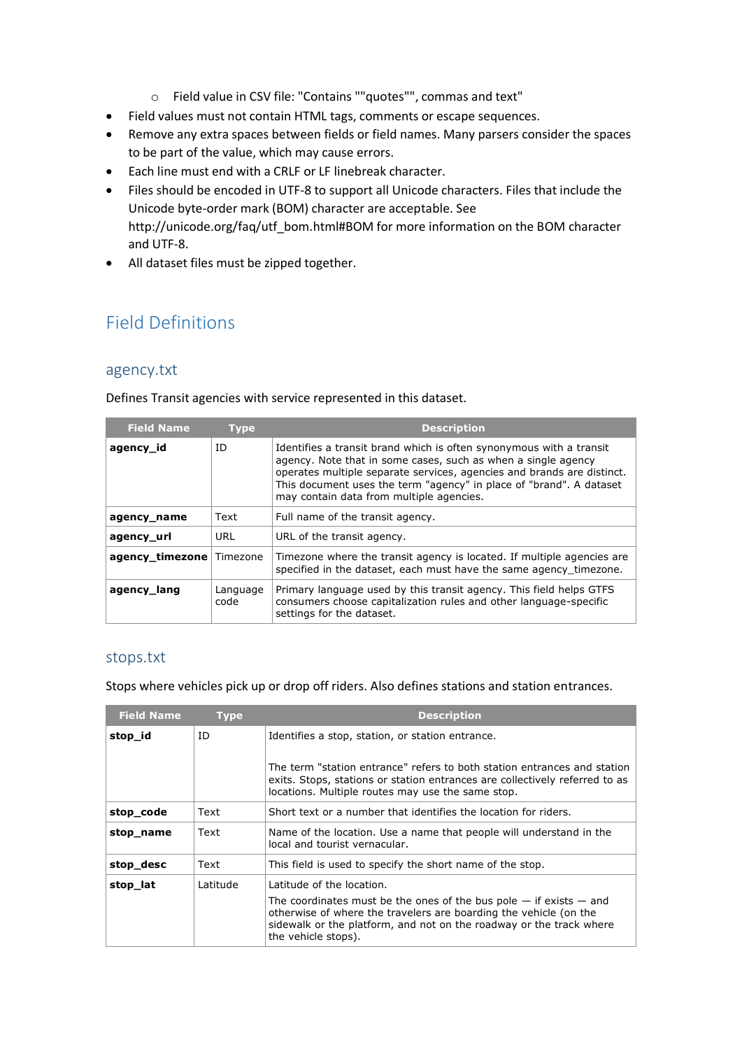- Field value in CSV file: "Contains ""quotes"", commas and text"
- Field values must not contain HTML tags, comments or escape sequences.
- Remove any extra spaces between fields or field names. Many parsers consider the spaces to be part of the value, which may cause errors.
- Each line must end with a CRLF or LF linebreak character.
- Files should be encoded in UTF-8 to support all Unicode characters. Files that include the Unicode byte-order mark (BOM) character are acceptable. See http://unicode.org/faq/utf_bom.html#BOM for more information on the BOM character and UTF-8.
- All dataset files must be zipped together.

# Field Definitions

## agency.txt

Defines Transit agencies with service represented in this dataset.

| Field Name | Type | Description |
|---|---|---|
| **agency_id** | ID | Identifies a transit brand which is often synonymous with a transit agency. Note that in some cases, such as when a single agency operates multiple separate services, agencies and brands are distinct. This document uses the term "agency" in place of "brand". A dataset may contain data from multiple agencies. |
| **agency_name** | Text | Full name of the transit agency. |
| **agency_url** | URL | URL of the transit agency. |
| **agency_timezone** | Timezone | Timezone where the transit agency is located. If multiple agencies are specified in the dataset, each must have the same agency_timezone. |
| **agency_lang** | Language code | Primary language used by this transit agency. This field helps GTFS consumers choose capitalization rules and other language-specific settings for the dataset. |

## stops.txt

Stops where vehicles pick up or drop off riders. Also defines stations and station entrances.

| Field Name | Type | Description |
|---|---|---|
| **stop_id** | ID | Identifies a stop, station, or station entrance.<br><br>The term "station entrance" refers to both station entrances and station exits. Stops, stations or station entrances are collectively referred to as locations. Multiple routes may use the same stop. |
| **stop_code** | Text | Short text or a number that identifies the location for riders. |
| **stop_name** | Text | Name of the location. Use a name that people will understand in the local and tourist vernacular. |
| **stop_desc** | Text | This field is used to specify the short name of the stop. |
| **stop_lat** | Latitude | Latitude of the location.<br>The coordinates must be the ones of the bus pole — if exists — and otherwise of where the travelers are boarding the vehicle (on the sidewalk or the platform, and not on the roadway or the track where the vehicle stops). |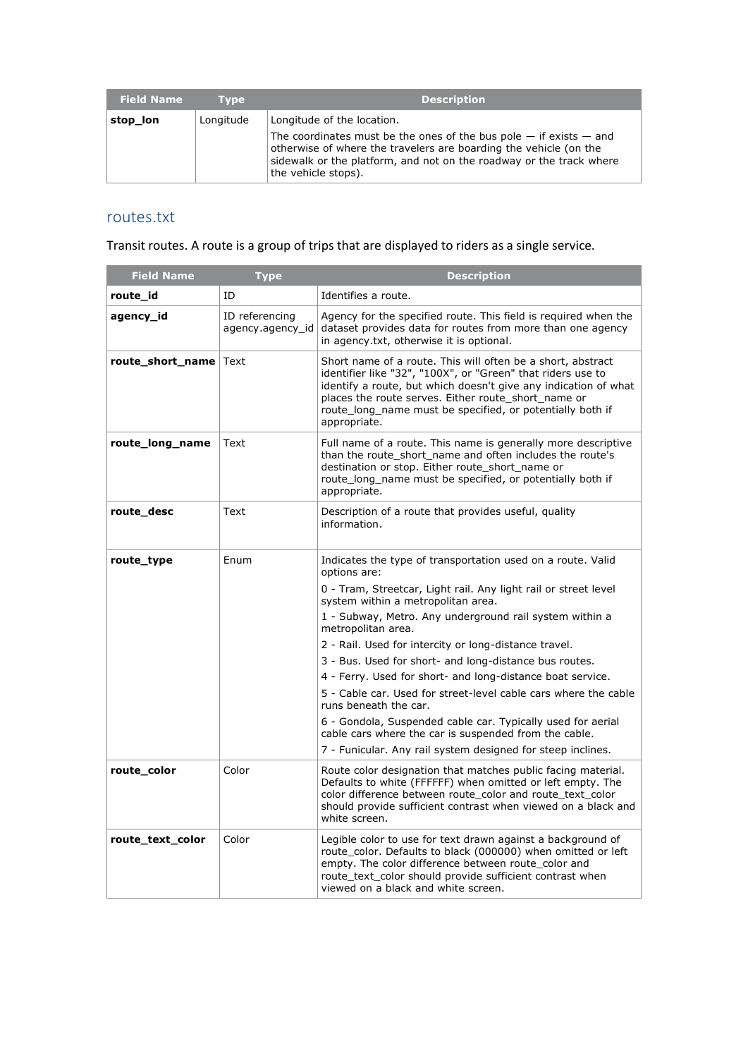| Field Name | Type | Description |
| --- | --- | --- |
| **stop_lon** | Longitude | Longitude of the location.<br>The coordinates must be the ones of the bus pole — if exists — and otherwise of where the travelers are boarding the vehicle (on the sidewalk or the platform, and not on the roadway or the track where the vehicle stops). |

## routes.txt

Transit routes. A route is a group of trips that are displayed to riders as a single service.

| Field Name | Type | Description |
| --- | --- | --- |
| **route_id** | ID | Identifies a route. |
| **agency_id** | ID referencing agency.agency_id | Agency for the specified route. This field is required when the dataset provides data for routes from more than one agency in agency.txt, otherwise it is optional. |
| **route_short_name** | Text | Short name of a route. This will often be a short, abstract identifier like "32", "100X", or "Green" that riders use to identify a route, but which doesn't give any indication of what places the route serves. Either route_short_name or route_long_name must be specified, or potentially both if appropriate. |
| **route_long_name** | Text | Full name of a route. This name is generally more descriptive than the route_short_name and often includes the route's destination or stop. Either route_short_name or route_long_name must be specified, or potentially both if appropriate. |
| **route_desc** | Text | Description of a route that provides useful, quality information. |
| **route_type** | Enum | Indicates the type of transportation used on a route. Valid options are:<br>0 - Tram, Streetcar, Light rail. Any light rail or street level system within a metropolitan area.<br>1 - Subway, Metro. Any underground rail system within a metropolitan area.<br>2 - Rail. Used for intercity or long-distance travel.<br>3 - Bus. Used for short- and long-distance bus routes.<br>4 - Ferry. Used for short- and long-distance boat service.<br>5 - Cable car. Used for street-level cable cars where the cable runs beneath the car.<br>6 - Gondola, Suspended cable car. Typically used for aerial cable cars where the car is suspended from the cable.<br>7 - Funicular. Any rail system designed for steep inclines. |
| **route_color** | Color | Route color designation that matches public facing material. Defaults to white (FFFFFF) when omitted or left empty. The color difference between route_color and route_text_color should provide sufficient contrast when viewed on a black and white screen. |
| **route_text_color** | Color | Legible color to use for text drawn against a background of route_color. Defaults to black (000000) when omitted or left empty. The color difference between route_color and route_text_color should provide sufficient contrast when viewed on a black and white screen. |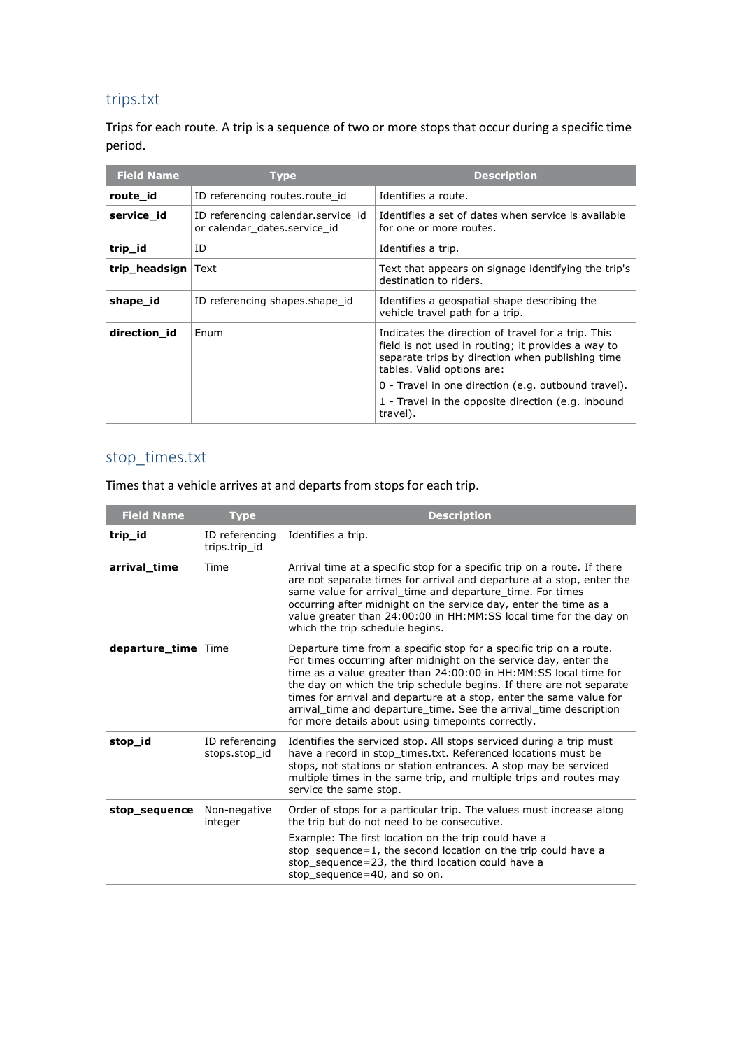## trips.txt

Trips for each route. A trip is a sequence of two or more stops that occur during a specific time period.

| Field Name | Type | Description |
|---|---|---|
| **route_id** | ID referencing routes.route_id | Identifies a route. |
| **service_id** | ID referencing calendar.service_id or calendar_dates.service_id | Identifies a set of dates when service is available for one or more routes. |
| **trip_id** | ID | Identifies a trip. |
| **trip_headsign** | Text | Text that appears on signage identifying the trip's destination to riders. |
| **shape_id** | ID referencing shapes.shape_id | Identifies a geospatial shape describing the vehicle travel path for a trip. |
| **direction_id** | Enum | Indicates the direction of travel for a trip. This field is not used in routing; it provides a way to separate trips by direction when publishing time tables. Valid options are: <br> 0 - Travel in one direction (e.g. outbound travel). <br> 1 - Travel in the opposite direction (e.g. inbound travel). |

## stop_times.txt

Times that a vehicle arrives at and departs from stops for each trip.

| Field Name | Type | Description |
|---|---|---|
| **trip_id** | ID referencing trips.trip_id | Identifies a trip. |
| **arrival_time** | Time | Arrival time at a specific stop for a specific trip on a route. If there are not separate times for arrival and departure at a stop, enter the same value for arrival_time and departure_time. For times occurring after midnight on the service day, enter the time as a value greater than 24:00:00 in HH:MM:SS local time for the day on which the trip schedule begins. |
| **departure_time** | Time | Departure time from a specific stop for a specific trip on a route. For times occurring after midnight on the service day, enter the time as a value greater than 24:00:00 in HH:MM:SS local time for the day on which the trip schedule begins. If there are not separate times for arrival and departure at a stop, enter the same value for arrival_time and departure_time. See the arrival_time description for more details about using timepoints correctly. |
| **stop_id** | ID referencing stops.stop_id | Identifies the serviced stop. All stops serviced during a trip must have a record in stop_times.txt. Referenced locations must be stops, not stations or station entrances. A stop may be serviced multiple times in the same trip, and multiple trips and routes may service the same stop. |
| **stop_sequence** | Non-negative integer | Order of stops for a particular trip. The values must increase along the trip but do not need to be consecutive. <br> Example: The first location on the trip could have a stop_sequence=1, the second location on the trip could have a stop_sequence=23, the third location could have a stop_sequence=40, and so on. |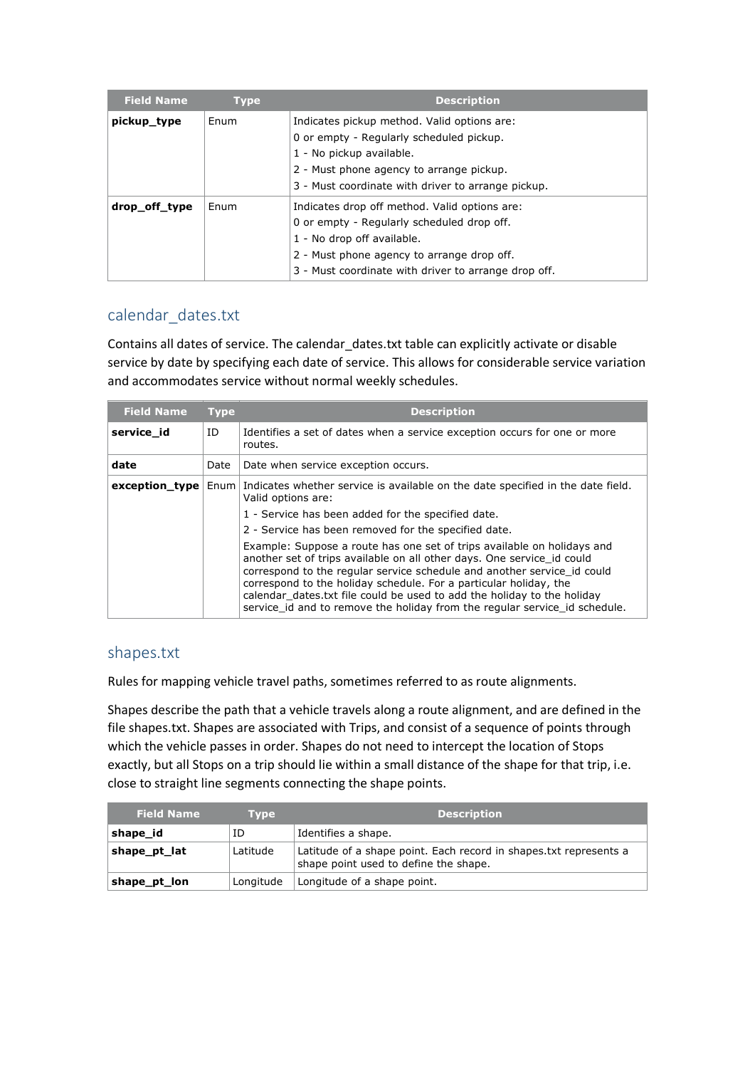| Field Name | Type | Description |
|---|---|---|
| **pickup_type** | Enum | Indicates pickup method. Valid options are:<br>0 or empty - Regularly scheduled pickup.<br>1 - No pickup available.<br>2 - Must phone agency to arrange pickup.<br>3 - Must coordinate with driver to arrange pickup. |
| **drop_off_type** | Enum | Indicates drop off method. Valid options are:<br>0 or empty - Regularly scheduled drop off.<br>1 - No drop off available.<br>2 - Must phone agency to arrange drop off.<br>3 - Must coordinate with driver to arrange drop off. |

## calendar_dates.txt

Contains all dates of service. The calendar_dates.txt table can explicitly activate or disable service by date by specifying each date of service. This allows for considerable service variation and accommodates service without normal weekly schedules.

| Field Name | Type | Description |
|---|---|---|
| **service_id** | ID | Identifies a set of dates when a service exception occurs for one or more routes. |
| **date** | Date | Date when service exception occurs. |
| **exception_type** | Enum | Indicates whether service is available on the date specified in the date field. Valid options are:<br>1 - Service has been added for the specified date.<br>2 - Service has been removed for the specified date.<br>Example: Suppose a route has one set of trips available on holidays and another set of trips available on all other days. One service_id could correspond to the regular service schedule and another service_id could correspond to the holiday schedule. For a particular holiday, the calendar_dates.txt file could be used to add the holiday to the holiday service_id and to remove the holiday from the regular service_id schedule. |

## shapes.txt

Rules for mapping vehicle travel paths, sometimes referred to as route alignments.

Shapes describe the path that a vehicle travels along a route alignment, and are defined in the file shapes.txt. Shapes are associated with Trips, and consist of a sequence of points through which the vehicle passes in order. Shapes do not need to intercept the location of Stops exactly, but all Stops on a trip should lie within a small distance of the shape for that trip, i.e. close to straight line segments connecting the shape points.

| Field Name | Type | Description |
|---|---|---|
| **shape_id** | ID | Identifies a shape. |
| **shape_pt_lat** | Latitude | Latitude of a shape point. Each record in shapes.txt represents a shape point used to define the shape. |
| **shape_pt_lon** | Longitude | Longitude of a shape point. |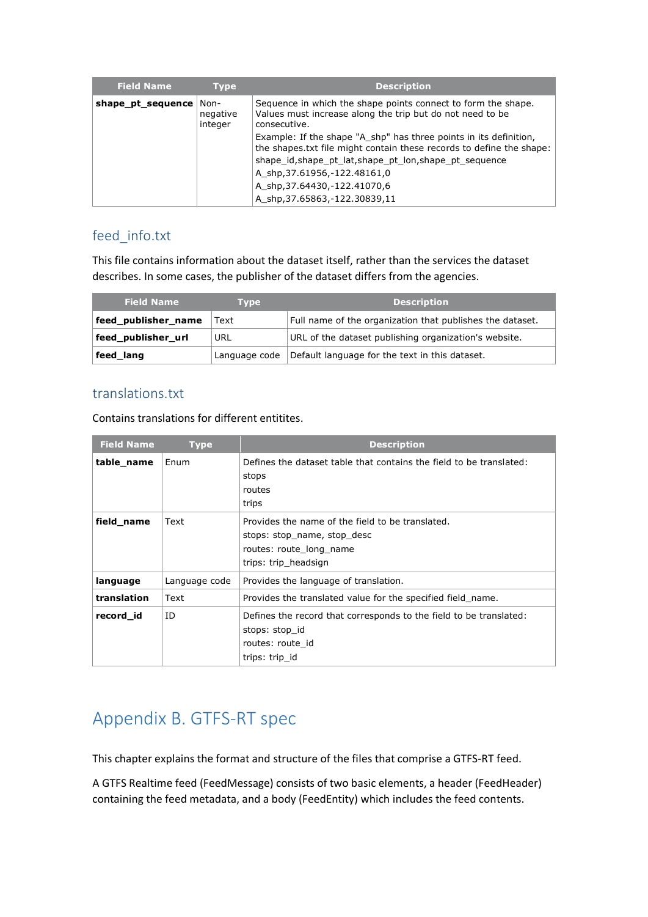| Field Name | Type | Description |
|---|---|---|
| **shape_pt_sequence** | Non-negative integer | Sequence in which the shape points connect to form the shape. Values must increase along the trip but do not need to be consecutive.<br>Example: If the shape "A_shp" has three points in its definition, the shapes.txt file might contain these records to define the shape:<br>shape_id,shape_pt_lat,shape_pt_lon,shape_pt_sequence<br>A_shp,37.61956,-122.48161,0<br>A_shp,37.64430,-122.41070,6<br>A_shp,37.65863,-122.30839,11 |

## feed_info.txt

This file contains information about the dataset itself, rather than the services the dataset describes. In some cases, the publisher of the dataset differs from the agencies.

| Field Name | Type | Description |
|---|---|---|
| **feed_publisher_name** | Text | Full name of the organization that publishes the dataset. |
| **feed_publisher_url** | URL | URL of the dataset publishing organization's website. |
| **feed_lang** | Language code | Default language for the text in this dataset. |

## translations.txt

Contains translations for different entitites.

| Field Name | Type | Description |
|---|---|---|
| **table_name** | Enum | Defines the dataset table that contains the field to be translated:<br>stops<br>routes<br>trips |
| **field_name** | Text | Provides the name of the field to be translated.<br>stops: stop_name, stop_desc<br>routes: route_long_name<br>trips: trip_headsign |
| **language** | Language code | Provides the language of translation. |
| **translation** | Text | Provides the translated value for the specified field_name. |
| **record_id** | ID | Defines the record that corresponds to the field to be translated:<br>stops: stop_id<br>routes: route_id<br>trips: trip_id |

# Appendix B. GTFS-RT spec

This chapter explains the format and structure of the files that comprise a GTFS-RT feed.

A GTFS Realtime feed (FeedMessage) consists of two basic elements, a header (FeedHeader) containing the feed metadata, and a body (FeedEntity) which includes the feed contents.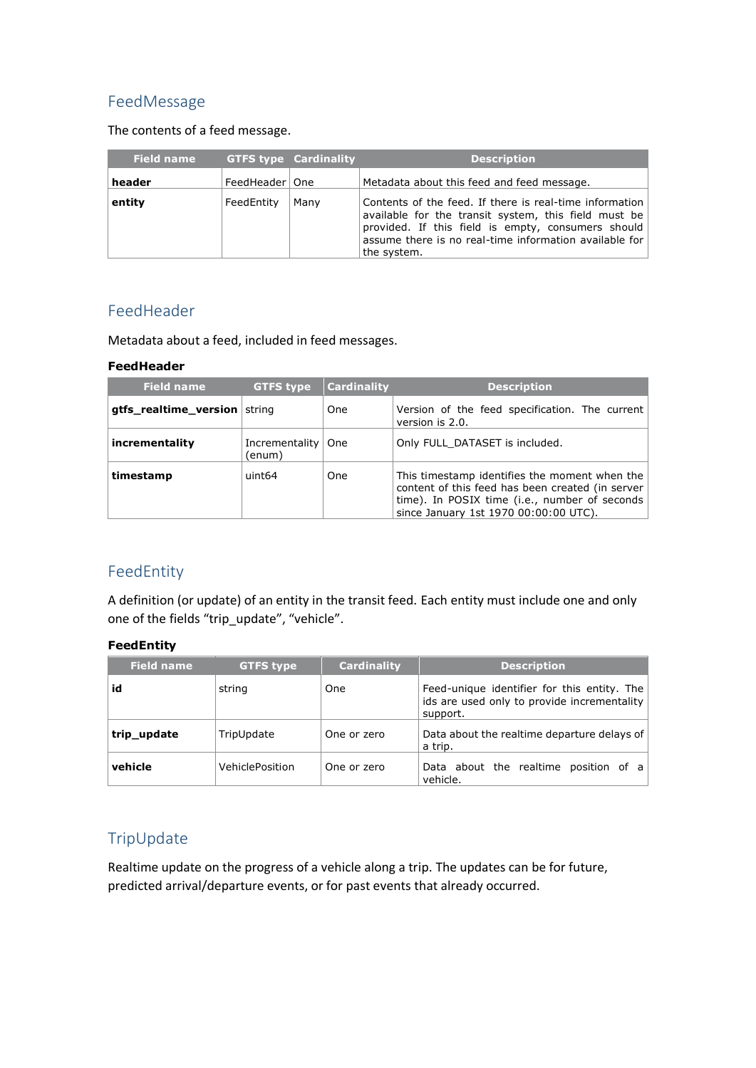## FeedMessage

The contents of a feed message.

| Field name | GTFS type | Cardinality | Description |
|---|---|---|---|
| **header** | FeedHeader | One | Metadata about this feed and feed message. |
| **entity** | FeedEntity | Many | Contents of the feed. If there is real-time information available for the transit system, this field must be provided. If this field is empty, consumers should assume there is no real-time information available for the system. |

## FeedHeader

Metadata about a feed, included in feed messages.

**FeedHeader**

| Field name | GTFS type | Cardinality | Description |
|---|---|---|---|
| **gtfs_realtime_version** | string | One | Version of the feed specification. The current version is 2.0. |
| **incrementality** | Incrementality (enum) | One | Only FULL_DATASET is included. |
| **timestamp** | uint64 | One | This timestamp identifies the moment when the content of this feed has been created (in server time). In POSIX time (i.e., number of seconds since January 1st 1970 00:00:00 UTC). |

## FeedEntity

A definition (or update) of an entity in the transit feed. Each entity must include one and only one of the fields “trip_update”, “vehicle”.

**FeedEntity**

| Field name | GTFS type | Cardinality | Description |
|---|---|---|---|
| **id** | string | One | Feed-unique identifier for this entity. The ids are used only to provide incrementality support. |
| **trip_update** | TripUpdate | One or zero | Data about the realtime departure delays of a trip. |
| **vehicle** | VehiclePosition | One or zero | Data about the realtime position of a vehicle. |

## TripUpdate

Realtime update on the progress of a vehicle along a trip. The updates can be for future, predicted arrival/departure events, or for past events that already occurred.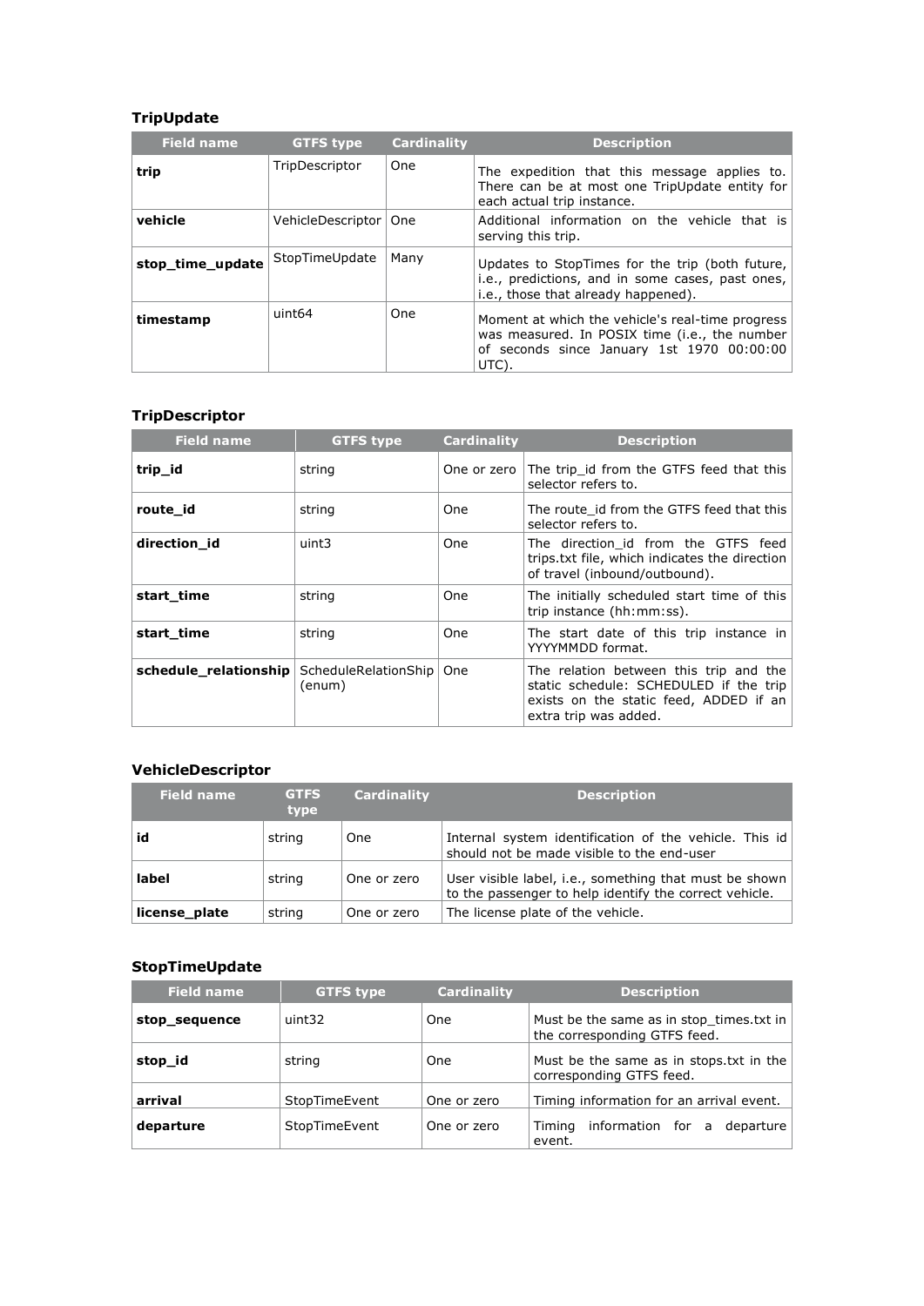### TripUpdate

| Field name | GTFS type | Cardinality | Description |
|---|---|---|---|
| **trip** | TripDescriptor | One | The expedition that this message applies to. There can be at most one TripUpdate entity for each actual trip instance. |
| **vehicle** | VehicleDescriptor | One | Additional information on the vehicle that is serving this trip. |
| **stop_time_update** | StopTimeUpdate | Many | Updates to StopTimes for the trip (both future, i.e., predictions, and in some cases, past ones, i.e., those that already happened). |
| **timestamp** | uint64 | One | Moment at which the vehicle's real-time progress was measured. In POSIX time (i.e., the number of seconds since January 1st 1970 00:00:00 UTC). |

### TripDescriptor

| Field name | GTFS type | Cardinality | Description |
|---|---|---|---|
| **trip_id** | string | One or zero | The trip_id from the GTFS feed that this selector refers to. |
| **route_id** | string | One | The route_id from the GTFS feed that this selector refers to. |
| **direction_id** | uint3 | One | The direction_id from the GTFS feed trips.txt file, which indicates the direction of travel (inbound/outbound). |
| **start_time** | string | One | The initially scheduled start time of this trip instance (hh:mm:ss). |
| **start_time** | string | One | The start date of this trip instance in YYYYMMDD format. |
| **schedule_relationship** | ScheduleRelationShip (enum) | One | The relation between this trip and the static schedule: SCHEDULED if the trip exists on the static feed, ADDED if an extra trip was added. |

### VehicleDescriptor

| Field name | GTFS type | Cardinality | Description |
|---|---|---|---|
| **id** | string | One | Internal system identification of the vehicle. This id should not be made visible to the end-user |
| **label** | string | One or zero | User visible label, i.e., something that must be shown to the passenger to help identify the correct vehicle. |
| **license_plate** | string | One or zero | The license plate of the vehicle. |

### StopTimeUpdate

| Field name | GTFS type | Cardinality | Description |
|---|---|---|---|
| **stop_sequence** | uint32 | One | Must be the same as in stop_times.txt in the corresponding GTFS feed. |
| **stop_id** | string | One | Must be the same as in stops.txt in the corresponding GTFS feed. |
| **arrival** | StopTimeEvent | One or zero | Timing information for an arrival event. |
| **departure** | StopTimeEvent | One or zero | Timing information for a departure event. |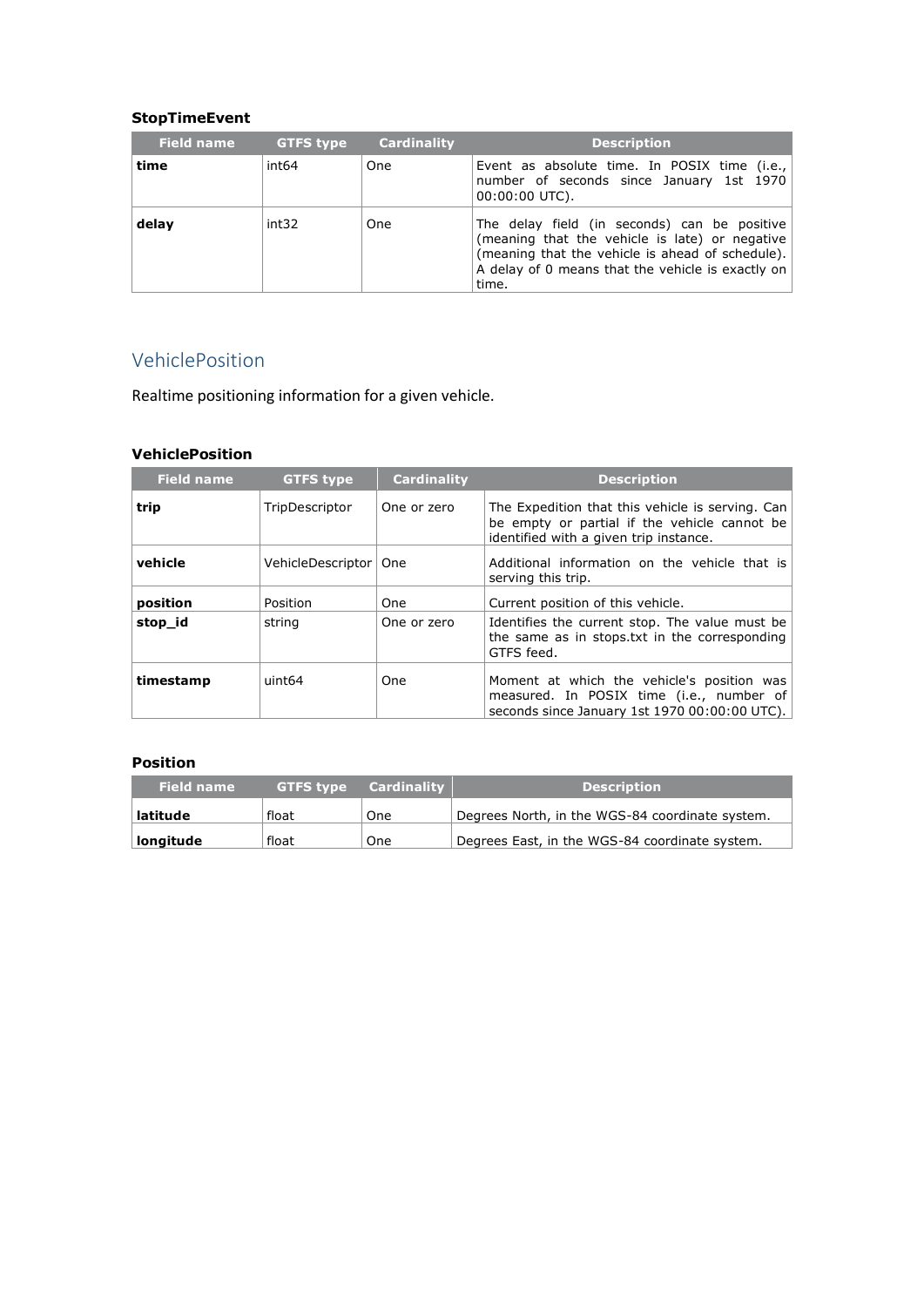#### StopTimeEvent

| Field name | GTFS type | Cardinality | Description |
|---|---|---|---|
| **time** | int64 | One | Event as absolute time. In POSIX time (i.e., number of seconds since January 1st 1970 00:00:00 UTC). |
| **delay** | int32 | One | The delay field (in seconds) can be positive (meaning that the vehicle is late) or negative (meaning that the vehicle is ahead of schedule). A delay of 0 means that the vehicle is exactly on time. |

## VehiclePosition

Realtime positioning information for a given vehicle.

#### VehiclePosition

| Field name | GTFS type | Cardinality | Description |
|---|---|---|---|
| **trip** | TripDescriptor | One or zero | The Expedition that this vehicle is serving. Can be empty or partial if the vehicle cannot be identified with a given trip instance. |
| **vehicle** | VehicleDescriptor | One | Additional information on the vehicle that is serving this trip. |
| **position** | Position | One | Current position of this vehicle. |
| **stop_id** | string | One or zero | Identifies the current stop. The value must be the same as in stops.txt in the corresponding GTFS feed. |
| **timestamp** | uint64 | One | Moment at which the vehicle's position was measured. In POSIX time (i.e., number of seconds since January 1st 1970 00:00:00 UTC). |

#### Position

| Field name | GTFS type | Cardinality | Description |
|---|---|---|---|
| **latitude** | float | One | Degrees North, in the WGS-84 coordinate system. |
| **longitude** | float | One | Degrees East, in the WGS-84 coordinate system. |